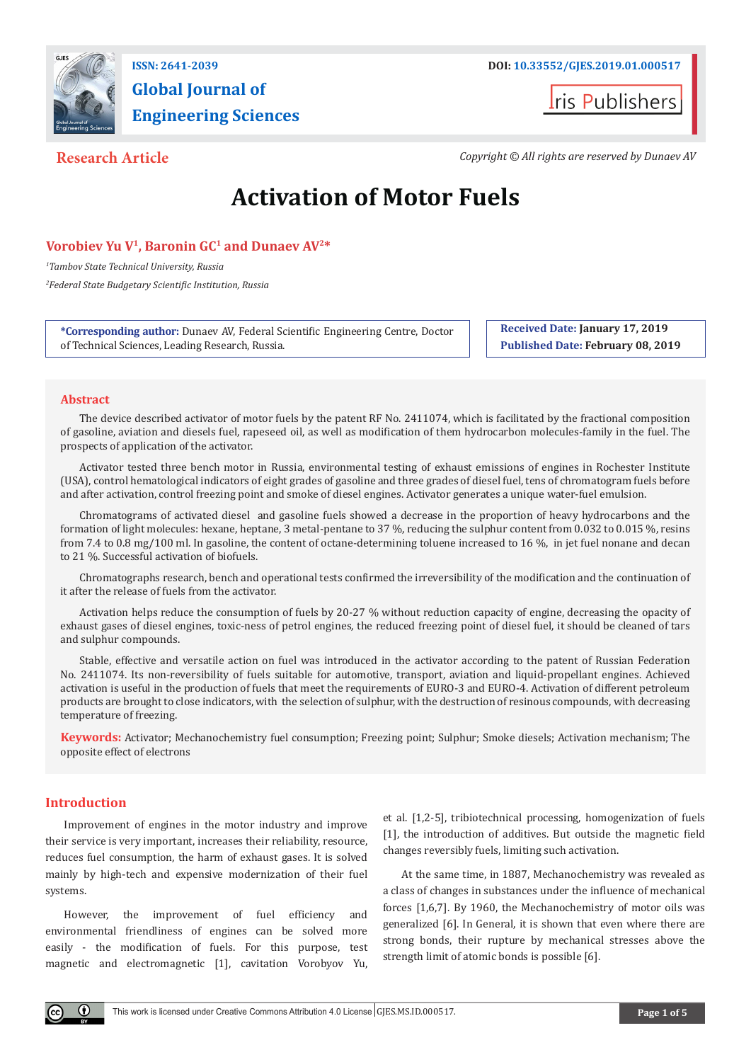ISSN: 2641-2039

DOI: 10.33552/GJES.2019.01.000517

# Global Journal of Engineering Sciences

Iris Publishers

**Research Article**

*Copyright © All rights are reserved by Dunaev AV*

# Activation of Motor Fuels

**Vorobiev Yu V[1], Baronin GC[1] and Dunaev AV[2]***

*[1]Tambov State Technical University, Russia*

*[2]Federal State Budgetary Scientific Institution, Russia*

**\*Corresponding author:** Dunaev AV, Federal Scientific Engineering Centre, Doctor of Technical Sciences, Leading Research, Russia.

**Received Date: January 17, 2019**

**Published Date: February 08, 2019**

## Abstract

The device described activator of motor fuels by the patent RF No. 2411074, which is facilitated by the fractional composition of gasoline, aviation and diesels fuel, rapeseed oil, as well as modification of them hydrocarbon molecules-family in the fuel. The prospects of application of the activator.

Activator tested three bench motor in Russia, environmental testing of exhaust emissions of engines in Rochester Institute (USA), control hematological indicators of eight grades of gasoline and three grades of diesel fuel, tens of chromatogram fuels before and after activation, control freezing point and smoke of diesel engines. Activator generates a unique water-fuel emulsion.

Chromatograms of activated diesel and gasoline fuels showed a decrease in the proportion of heavy hydrocarbons and the formation of light molecules: hexane, heptane, 3 metal-pentane to 37 %, reducing the sulphur content from 0.032 to 0.015 %, resins from 7.4 to 0.8 mg/100 ml. In gasoline, the content of octane-determining toluene increased to 16 %, in jet fuel nonane and decan to 21 %. Successful activation of biofuels.

Chromatographs research, bench and operational tests confirmed the irreversibility of the modification and the continuation of it after the release of fuels from the activator.

Activation helps reduce the consumption of fuels by 20-27 % without reduction capacity of engine, decreasing the opacity of exhaust gases of diesel engines, toxic-ness of petrol engines, the reduced freezing point of diesel fuel, it should be cleaned of tars and sulphur compounds.

Stable, effective and versatile action on fuel was introduced in the activator according to the patent of Russian Federation No. 2411074. Its non-reversibility of fuels suitable for automotive, transport, aviation and liquid-propellant engines. Achieved activation is useful in the production of fuels that meet the requirements of EURO-3 and EURO-4. Activation of different petroleum products are brought to close indicators, with the selection of sulphur, with the destruction of resinous compounds, with decreasing temperature of freezing.

**Keywords:** Activator; Mechanochemistry fuel consumption; Freezing point; Sulphur; Smoke diesels; Activation mechanism; The opposite effect of electrons

## Introduction

Improvement of engines in the motor industry and improve their service is very important, increases their reliability, resource, reduces fuel consumption, the harm of exhaust gases. It is solved mainly by high-tech and expensive modernization of their fuel systems.

However, the improvement of fuel efficiency and environmental friendliness of engines can be solved more easily - the modification of fuels. For this purpose, test magnetic and electromagnetic [1], cavitation Vorobyov Yu, et al. [1,2-5], tribiotechnical processing, homogenization of fuels [1], the introduction of additives. But outside the magnetic field changes reversibly fuels, limiting such activation.

At the same time, in 1887, Mechanochemistry was revealed as a class of changes in substances under the influence of mechanical forces [1,6,7]. By 1960, the Mechanochemistry of motor oils was generalized [6]. In General, it is shown that even where there are strong bonds, their rupture by mechanical stresses above the strength limit of atomic bonds is possible [6].

This work is licensed under Creative Commons Attribution 4.0 License GJES.MS.ID.000517.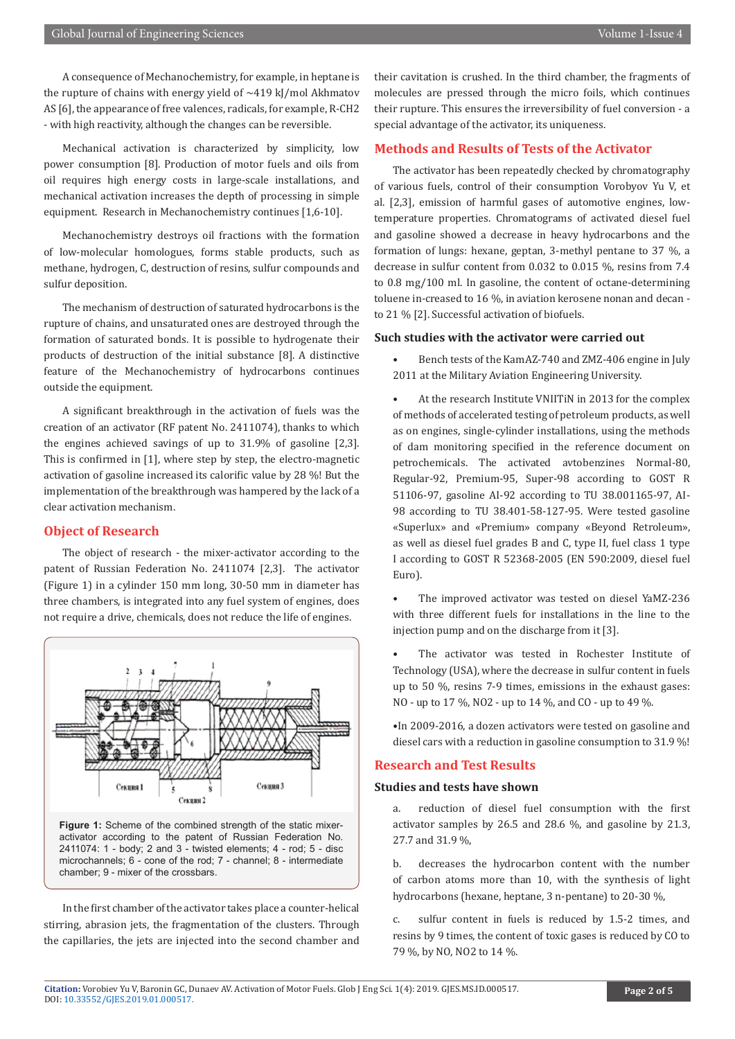A consequence of Mechanochemistry, for example, in heptane is the rupture of chains with energy yield of ~419 kJ/mol Akhmatov AS [6], the appearance of free valences, radicals, for example, R-CH2 - with high reactivity, although the changes can be reversible.

Mechanical activation is characterized by simplicity, low power consumption [8]. Production of motor fuels and oils from oil requires high energy costs in large-scale installations, and mechanical activation increases the depth of processing in simple equipment. Research in Mechanochemistry continues [1,6-10].

Mechanochemistry destroys oil fractions with the formation of low-molecular homologues, forms stable products, such as methane, hydrogen, C, destruction of resins, sulfur compounds and sulfur deposition.

The mechanism of destruction of saturated hydrocarbons is the rupture of chains, and unsaturated ones are destroyed through the formation of saturated bonds. It is possible to hydrogenate their products of destruction of the initial substance [8]. A distinctive feature of the Mechanochemistry of hydrocarbons continues outside the equipment.

A significant breakthrough in the activation of fuels was the creation of an activator (RF patent No. 2411074), thanks to which the engines achieved savings of up to 31.9% of gasoline [2,3]. This is confirmed in [1], where step by step, the electro-magnetic activation of gasoline increased its calorific value by 28 %! But the implementation of the breakthrough was hampered by the lack of a clear activation mechanism.

## Object of Research

The object of research - the mixer-activator according to the patent of Russian Federation No. 2411074 [2,3]. The activator (Figure 1) in a cylinder 150 mm long, 30-50 mm in diameter has three chambers, is integrated into any fuel system of engines, does not require a drive, chemicals, does not reduce the life of engines.

**Figure 1:** Scheme of the combined strength of the static mixer-activator according to the patent of Russian Federation No. 2411074: 1 - body; 2 and 3 - twisted elements; 4 - rod; 5 - disc microchannels; 6 - cone of the rod; 7 - channel; 8 - intermediate chamber; 9 - mixer of the crossbars.

In the first chamber of the activator takes place a counter-helical stirring, abrasion jets, the fragmentation of the clusters. Through the capillaries, the jets are injected into the second chamber and their cavitation is crushed. In the third chamber, the fragments of molecules are pressed through the micro foils, which continues their rupture. This ensures the irreversibility of fuel conversion - a special advantage of the activator, its uniqueness.

## Methods and Results of Tests of the Activator

The activator has been repeatedly checked by chromatography of various fuels, control of their consumption Vorobyov Yu V, et al. [2,3], emission of harmful gases of automotive engines, low-temperature properties. Chromatograms of activated diesel fuel and gasoline showed a decrease in heavy hydrocarbons and the formation of lungs: hexane, geptan, 3-methyl pentane to 37 %, a decrease in sulfur content from 0.032 to 0.015 %, resins from 7.4 to 0.8 mg/100 ml. In gasoline, the content of octane-determining toluene in-creased to 16 %, in aviation kerosene nonan and decan - to 21 % [2]. Successful activation of biofuels.

### Such studies with the activator were carried out

- Bench tests of the KamAZ-740 and ZMZ-406 engine in July 2011 at the Military Aviation Engineering University.
- At the research Institute VNIITiN in 2013 for the complex of methods of accelerated testing of petroleum products, as well as on engines, single-cylinder installations, using the methods of dam monitoring specified in the reference document on petrochemicals. The activated avtobenzines Normal-80, Regular-92, Premium-95, Super-98 according to GOST R 51106-97, gasoline AI-92 according to TU 38.001165-97, AI-98 according to TU 38.401-58-127-95. Were tested gasoline «Superlux» and «Premium» company «Beyond Retroleum», as well as diesel fuel grades B and C, type II, fuel class 1 type I according to GOST R 52368-2005 (EN 590:2009, diesel fuel Euro).
- The improved activator was tested on diesel YaMZ-236 with three different fuels for installations in the line to the injection pump and on the discharge from it [3].
- The activator was tested in Rochester Institute of Technology (USA), where the decrease in sulfur content in fuels up to 50 %, resins 7-9 times, emissions in the exhaust gases: NO - up to 17 %, NO2 - up to 14 %, and CO - up to 49 %.
- In 2009-2016, a dozen activators were tested on gasoline and diesel cars with a reduction in gasoline consumption to 31.9 %!

## Research and Test Results

### Studies and tests have shown

a. reduction of diesel fuel consumption with the first activator samples by 26.5 and 28.6 %, and gasoline by 21.3, 27.7 and 31.9 %,

b. decreases the hydrocarbon content with the number of carbon atoms more than 10, with the synthesis of light hydrocarbons (hexane, heptane, 3 n-pentane) to 20-30 %,

c. sulfur content in fuels is reduced by 1.5-2 times, and resins by 9 times, the content of toxic gases is reduced by CO to 79 %, by NO, NO2 to 14 %.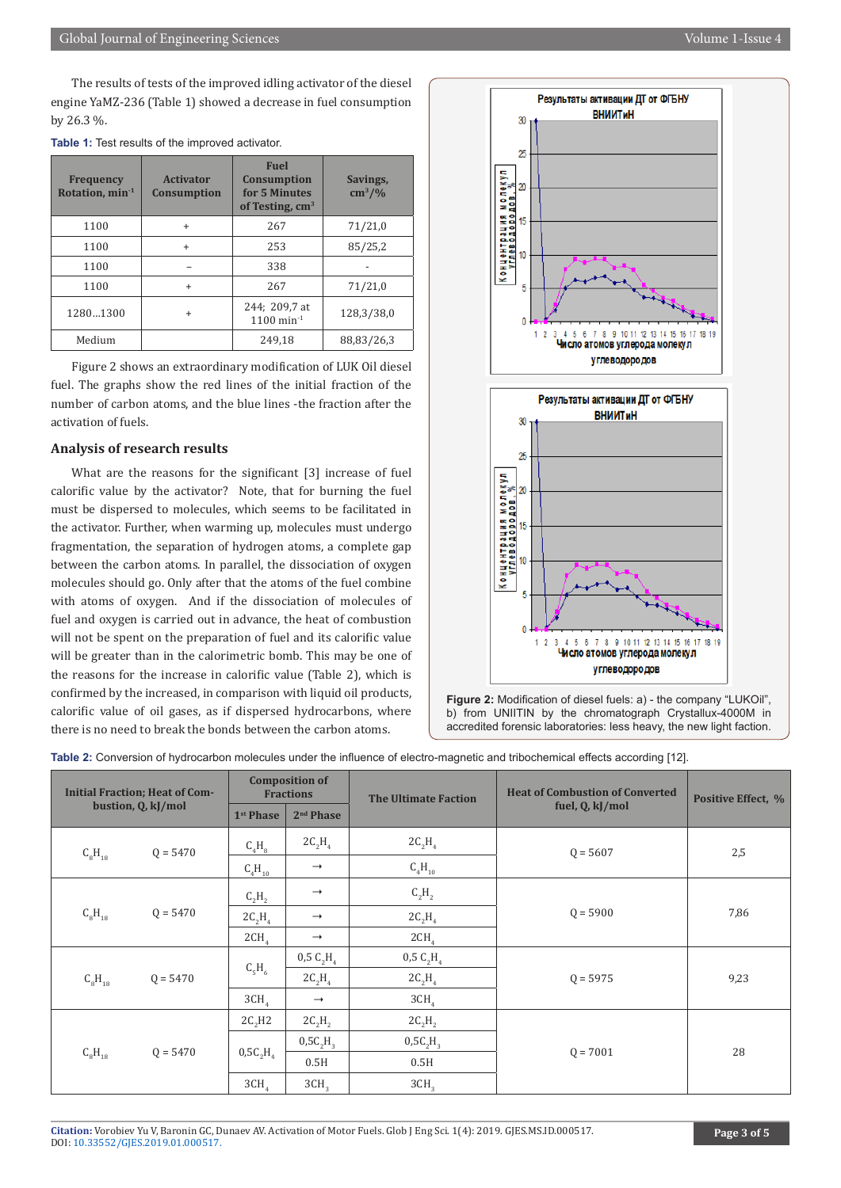The results of tests of the improved idling activator of the diesel engine YaMZ-236 (Table 1) showed a decrease in fuel consumption by 26.3 %.

**Table 1:** Test results of the improved activator.

| Frequency Rotation, $min^{-1}$ | Activator Consumption | Fuel Consumption for 5 Minutes of Testing, $cm^3$ | Savings, $cm^3$/% |
|---|---|---|---|
| 1100 | + | 267 | 71/21,0 |
| 1100 | + | 253 | 85/25,2 |
| 1100 | – | 338 | - |
| 1100 | + | 267 | 71/21,0 |
| 1280...1300 | + | 244; 209,7 at 1100 $min^{-1}$ | 128,3/38,0 |
| Medium | | 249,18 | 88,83/26,3 |

Figure 2 shows an extraordinary modification of LUK Oil diesel fuel. The graphs show the red lines of the initial fraction of the number of carbon atoms, and the blue lines -the fraction after the activation of fuels.

## Analysis of research results

What are the reasons for the significant [3] increase of fuel calorific value by the activator? Note, that for burning the fuel must be dispersed to molecules, which seems to be facilitated in the activator. Further, when warming up, molecules must undergo fragmentation, the separation of hydrogen atoms, a complete gap between the carbon atoms. In parallel, the dissociation of oxygen molecules should go. Only after that the atoms of the fuel combine with atoms of oxygen. And if the dissociation of molecules of fuel and oxygen is carried out in advance, the heat of combustion will not be spent on the preparation of fuel and its calorific value will be greater than in the calorimetric bomb. This may be one of the reasons for the increase in calorific value (Table 2), which is confirmed by the increased, in comparison with liquid oil products, calorific value of oil gases, as if dispersed hydrocarbons, where there is no need to break the bonds between the carbon atoms.

**Figure 2:** Modification of diesel fuels: a) - the company "LUKOil", b) from UNIITIN by the chromatograph Crystallux-4000M in accredited forensic laboratories: less heavy, the new light faction.

**Table 2:** Conversion of hydrocarbon molecules under the influence of electro-magnetic and tribochemical effects according [12].

| Initial Fraction; Heat of Combustion, Q, kJ/mol | Composition of Fractions | | The Ultimate Faction | Heat of Combustion of Converted fuel, Q, kJ/mol | Positive Effect, % |
|---|---|---|---|---|---|
| | 1st Phase | 2nd Phase | | | |
| $C_8H_{18}$ Q = 5470 | $C_4H_8$ | $2C_2H_4$ | $2C_2H_4$ | Q = 5607 | 2,5 |
| | $C_4H_{10}$ | → | $C_4H_{10}$ | | |
| $C_8H_{18}$ Q = 5470 | $C_2H_2$ | → | $C_2H_2$ | Q = 5900 | 7,86 |
| | $2C_2H_4$ | → | $2C_2H_4$ | | |
| | $2CH_4$ | → | $2CH_4$ | | |
| $C_8H_{18}$ Q = 5470 | $C_5H_6$ | 0,5 $C_2H_4$ | 0,5 $C_2H_4$ | Q = 5975 | 9,23 |
| | | $2C_2H_4$ | $2C_2H_4$ | | |
| | $3CH_4$ | → | $3CH_4$ | | |
| $C_8H_{18}$ Q = 5470 | $2C_2H2$ | $2C_2H_2$ | $2C_2H_2$ | Q = 7001 | 28 |
| | $0,5C_2H_4$ | $0,5C_2H_3$ | $0,5C_2H_3$ | | |
| | | 0.5H | 0.5H | | |
| | $3CH_4$ | $3CH_3$ | $3CH_3$ | | |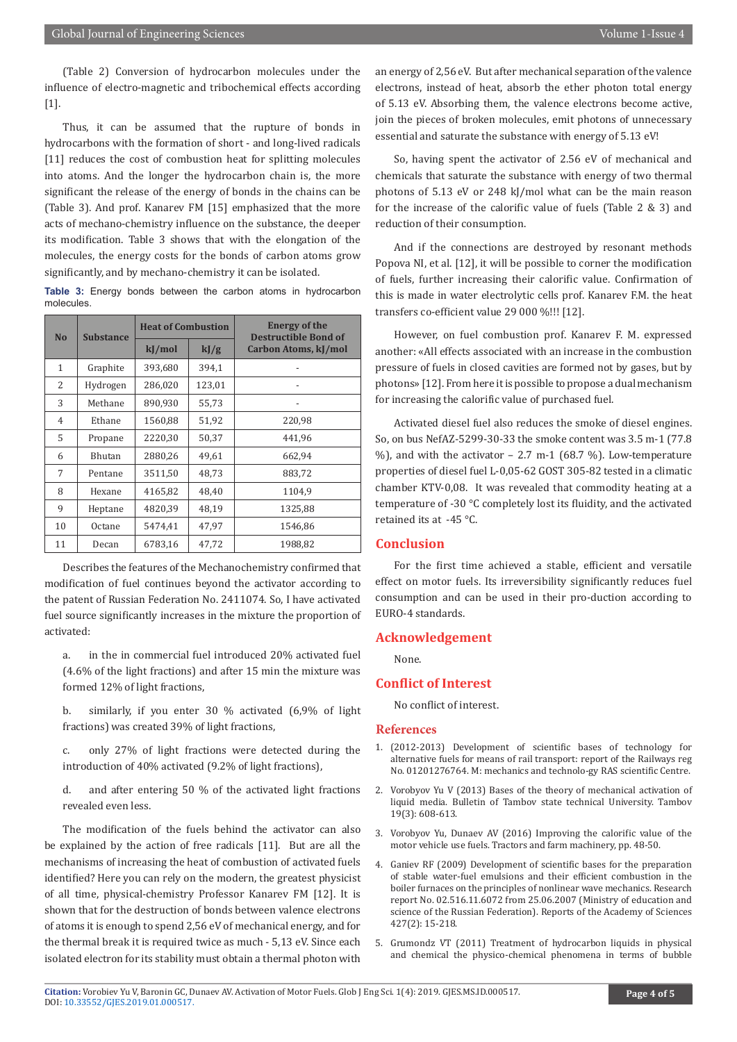(Table 2) Conversion of hydrocarbon molecules under the influence of electro-magnetic and tribochemical effects according [1].

Thus, it can be assumed that the rupture of bonds in hydrocarbons with the formation of short - and long-lived radicals [11] reduces the cost of combustion heat for splitting molecules into atoms. And the longer the hydrocarbon chain is, the more significant the release of the energy of bonds in the chains can be (Table 3). And prof. Kanarev FM [15] emphasized that the more acts of mechano-chemistry influence on the substance, the deeper its modification. Table 3 shows that with the elongation of the molecules, the energy costs for the bonds of carbon atoms grow significantly, and by mechano-chemistry it can be isolated.

**Table 3:** Energy bonds between the carbon atoms in hydrocarbon molecules.

| No | Substance | Heat of Combustion | | Energy of the Destructible Bond of Carbon Atoms, kJ/mol |
|---|---|---|---|---|
| | | kJ/mol | kJ/g | |
| 1 | Graphite | 393,680 | 394,1 | - |
| 2 | Hydrogen | 286,020 | 123,01 | - |
| 3 | Methane | 890,930 | 55,73 | - |
| 4 | Ethane | 1560,88 | 51,92 | 220,98 |
| 5 | Propane | 2220,30 | 50,37 | 441,96 |
| 6 | Bhutan | 2880,26 | 49,61 | 662,94 |
| 7 | Pentane | 3511,50 | 48,73 | 883,72 |
| 8 | Hexane | 4165,82 | 48,40 | 1104,9 |
| 9 | Heptane | 4820,39 | 48,19 | 1325,88 |
| 10 | Octane | 5474,41 | 47,97 | 1546,86 |
| 11 | Decan | 6783,16 | 47,72 | 1988,82 |

Describes the features of the Mechanochemistry confirmed that modification of fuel continues beyond the activator according to the patent of Russian Federation No. 2411074. So, I have activated fuel source significantly increases in the mixture the proportion of activated:

a. in the in commercial fuel introduced 20% activated fuel (4.6% of the light fractions) and after 15 min the mixture was formed 12% of light fractions,

b. similarly, if you enter 30 % activated (6,9% of light fractions) was created 39% of light fractions,

c. only 27% of light fractions were detected during the introduction of 40% activated (9.2% of light fractions),

d. and after entering 50 % of the activated light fractions revealed even less.

The modification of the fuels behind the activator can also be explained by the action of free radicals [11]. But are all the mechanisms of increasing the heat of combustion of activated fuels identified? Here you can rely on the modern, the greatest physicist of all time, physical-chemistry Professor Kanarev FM [12]. It is shown that for the destruction of bonds between valence electrons of atoms it is enough to spend 2,56 eV of mechanical energy, and for the thermal break it is required twice as much - 5,13 eV. Since each isolated electron for its stability must obtain a thermal photon with an energy of 2,56 eV. But after mechanical separation of the valence electrons, instead of heat, absorb the ether photon total energy of 5.13 eV. Absorbing them, the valence electrons become active, join the pieces of broken molecules, emit photons of unnecessary essential and saturate the substance with energy of 5.13 eV!

So, having spent the activator of 2.56 eV of mechanical and chemicals that saturate the substance with energy of two thermal photons of 5.13 eV or 248 kJ/mol what can be the main reason for the increase of the calorific value of fuels (Table 2 & 3) and reduction of their consumption.

And if the connections are destroyed by resonant methods Popova NI, et al. [12], it will be possible to corner the modification of fuels, further increasing their calorific value. Confirmation of this is made in water electrolytic cells prof. Kanarev F.M. the heat transfers co-efficient value 29 000 %!!! [12].

However, on fuel combustion prof. Kanarev F. M. expressed another: «All effects associated with an increase in the combustion pressure of fuels in closed cavities are formed not by gases, but by photons» [12]. From here it is possible to propose a dual mechanism for increasing the calorific value of purchased fuel.

Activated diesel fuel also reduces the smoke of diesel engines. So, on bus NefAZ-5299-30-33 the smoke content was 3.5 m-1 (77.8 %), and with the activator – 2.7 m-1 (68.7 %). Low-temperature properties of diesel fuel L-0,05-62 GOST 305-82 tested in a climatic chamber KTV-0,08. It was revealed that commodity heating at a temperature of -30 °C completely lost its fluidity, and the activated retained its at -45 °C.

## Conclusion

For the first time achieved a stable, efficient and versatile effect on motor fuels. Its irreversibility significantly reduces fuel consumption and can be used in their pro-duction according to EURO-4 standards.

## Acknowledgement

None.

## Conflict of Interest

No conflict of interest.

## References

1. (2012-2013) Development of scientific bases of technology for alternative fuels for means of rail transport: report of the Railways reg No. 01201276764. M: mechanics and technolo-gy RAS scientific Centre.
2. Vorobyov Yu V (2013) Bases of the theory of mechanical activation of liquid media. Bulletin of Tambov state technical University. Tambov 19(3): 608-613.
3. Vorobyov Yu, Dunaev AV (2016) Improving the calorific value of the motor vehicle use fuels. Tractors and farm machinery, pp. 48-50.
4. Ganiev RF (2009) Development of scientific bases for the preparation of stable water-fuel emulsions and their efficient combustion in the boiler furnaces on the principles of nonlinear wave mechanics. Research report No. 02.516.11.6072 from 25.06.2007 (Ministry of education and science of the Russian Federation). Reports of the Academy of Sciences 427(2): 15-218.
5. Grumondz VT (2011) Treatment of hydrocarbon liquids in physical and chemical the physico-chemical phenomena in terms of bubble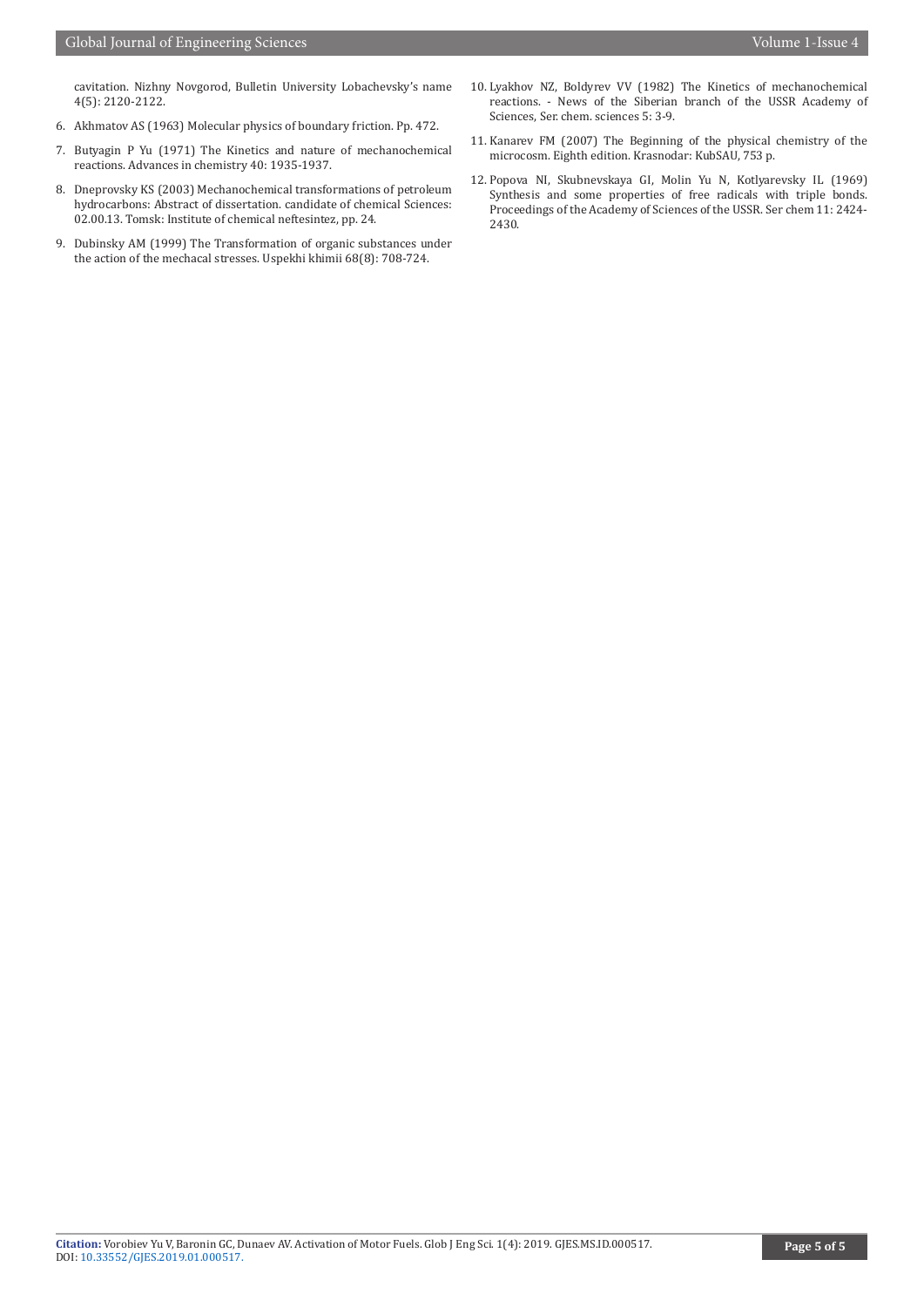cavitation. Nizhny Novgorod, Bulletin University Lobachevsky's name 4(5): 2120-2122.

6. Akhmatov AS (1963) Molecular physics of boundary friction. Pp. 472.
7. Butyagin P Yu (1971) The Kinetics and nature of mechanochemical reactions. Advances in chemistry 40: 1935-1937.
8. Dneprovsky KS (2003) Mechanochemical transformations of petroleum hydrocarbons: Abstract of dissertation. candidate of chemical Sciences: 02.00.13. Tomsk: Institute of chemical neftesintez, pp. 24.
9. Dubinsky AM (1999) The Transformation of organic substances under the action of the mechacal stresses. Uspekhi khimii 68(8): 708-724.
10. Lyakhov NZ, Boldyrev VV (1982) The Kinetics of mechanochemical reactions. - News of the Siberian branch of the USSR Academy of Sciences, Ser. chem. sciences 5: 3-9.
11. Kanarev FM (2007) The Beginning of the physical chemistry of the microcosm. Eighth edition. Krasnodar: KubSAU, 753 p.
12. Popova NI, Skubnevskaya GI, Molin Yu N, Kotlyarevsky IL (1969) Synthesis and some properties of free radicals with triple bonds. Proceedings of the Academy of Sciences of the USSR. Ser chem 11: 2424-2430.

**Citation:** Vorobiev Yu V, Baronin GC, Dunaev AV. Activation of Motor Fuels. Glob J Eng Sci. 1(4): 2019. GJES.MS.ID.000517.
DOI: 10.33552/GJES.2019.01.000517.